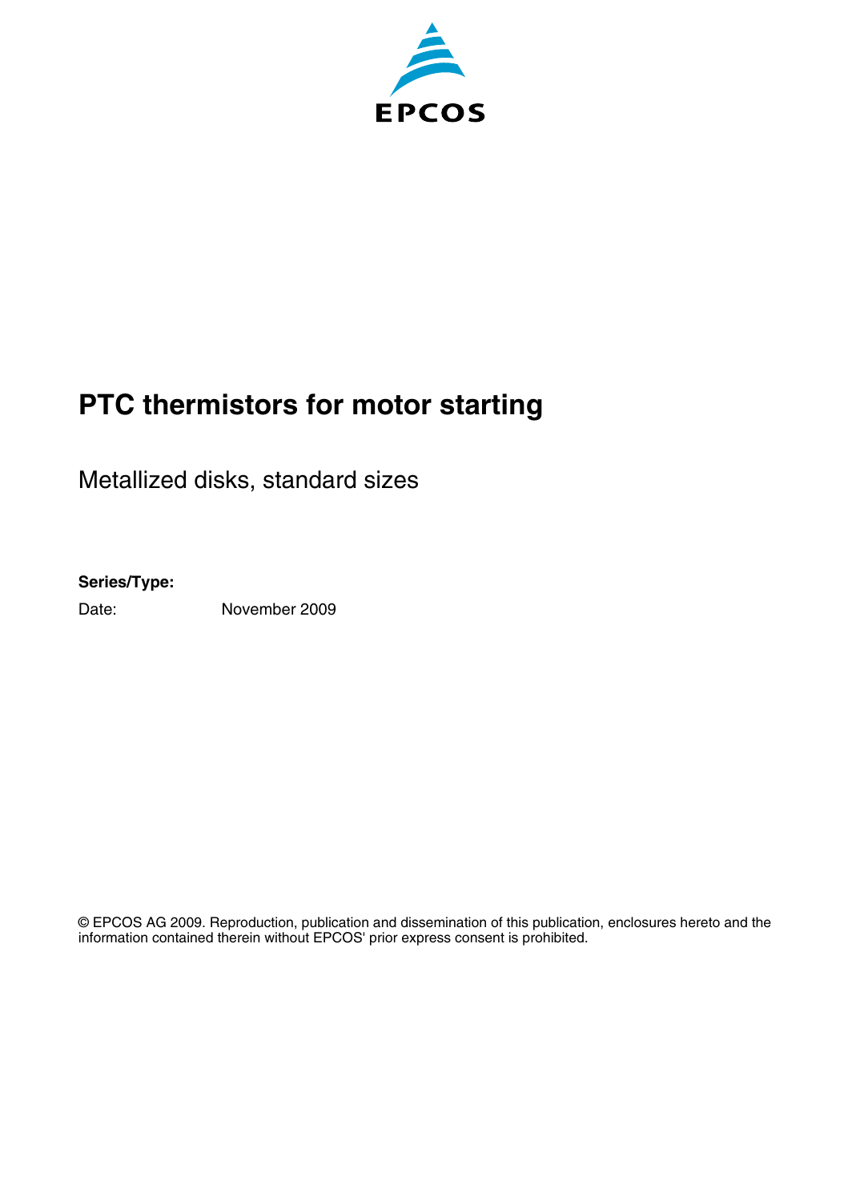EPCOS

# PTC thermistors for motor starting

Metallized disks, standard sizes

**Series/Type:**

Date: November 2009

© EPCOS AG 2009. Reproduction, publication and dissemination of this publication, enclosures hereto and the information contained therein without EPCOS' prior express consent is prohibited.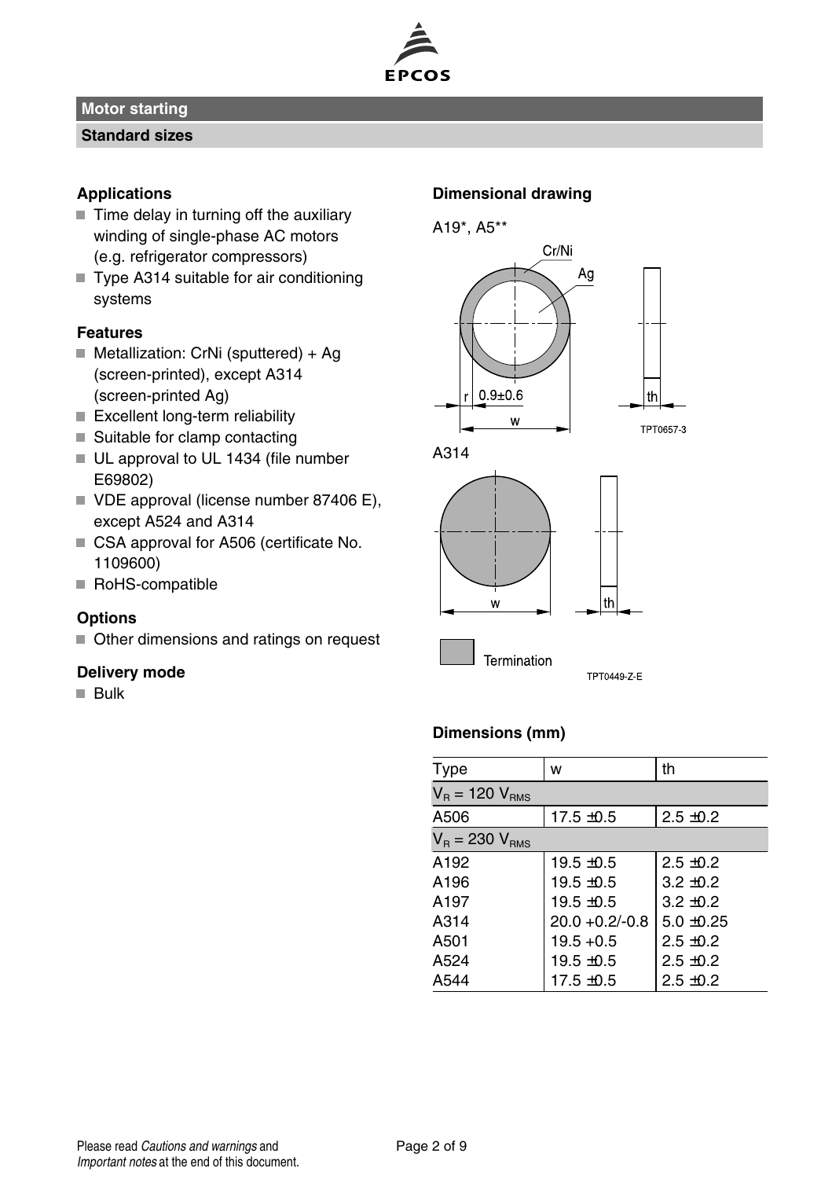## Motor starting

### Standard sizes

### Applications

- Time delay in turning off the auxiliary winding of single-phase AC motors (e.g. refrigerator compressors)
- Type A314 suitable for air conditioning systems

### Features

- Metallization: CrNi (sputtered) + Ag (screen-printed), except A314 (screen-printed Ag)
- Excellent long-term reliability
- Suitable for clamp contacting
- UL approval to UL 1434 (file number E69802)
- VDE approval (license number 87406 E), except A524 and A314
- CSA approval for A506 (certificate No. 1109600)
- RoHS-compatible

### Options

- Other dimensions and ratings on request

### Delivery mode

- Bulk

### Dimensional drawing

A19*, A5**

Cr/Ni

Ag

r 0.9±0.6

w

th

TPT0657-3

A314

w

th

Termination

TPT0449-Z-E

### Dimensions (mm)

| Type | w | th |
|---|---|---|
| $V_R$ = 120 $V_{RMS}$ | | |
| A506 | 17.5 ±0.5 | 2.5 ±0.2 |
| $V_R$ = 230 $V_{RMS}$ | | |
| A192 | 19.5 ±0.5 | 2.5 ±0.2 |
| A196 | 19.5 ±0.5 | 3.2 ±0.2 |
| A197 | 19.5 ±0.5 | 3.2 ±0.2 |
| A314 | 20.0 +0.2/-0.8 | 5.0 ±0.25 |
| A501 | 19.5 +0.5 | 2.5 ±0.2 |
| A524 | 19.5 ±0.5 | 2.5 ±0.2 |
| A544 | 17.5 ±0.5 | 2.5 ±0.2 |

Please read *Cautions and warnings* and *Important notes* at the end of this document.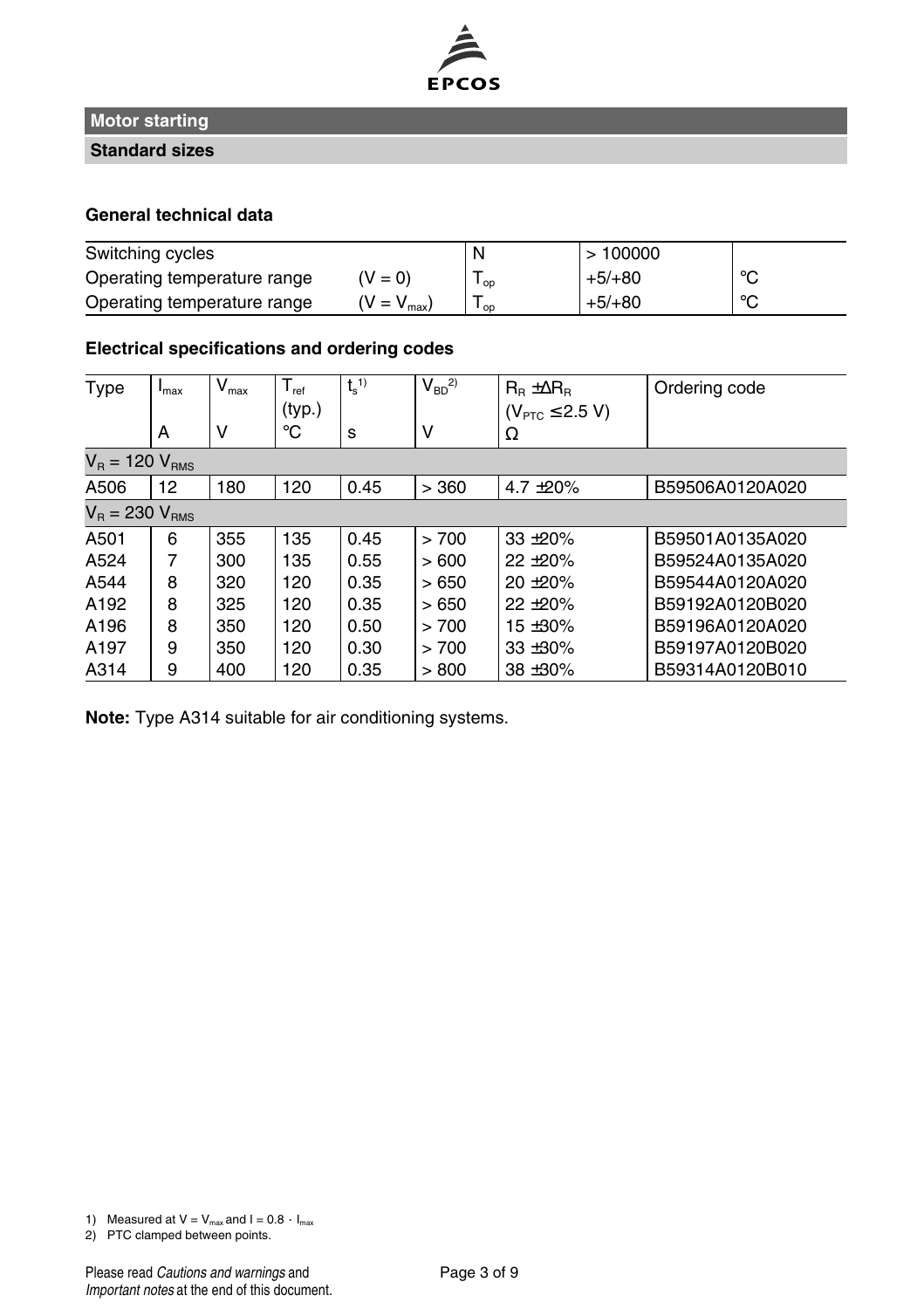## Motor starting

### Standard sizes

### General technical data

| | | | | |
|---|---|---|---|---|
| Switching cycles | | N | > 100000 | |
| Operating temperature range | (V = 0) | $T_{op}$ | +5/+80 | °C |
| Operating temperature range | ($V = V_{max}$) | $T_{op}$ | +5/+80 | °C |

### Electrical specifications and ordering codes

| Type | $I_{max}$ | $V_{max}$ | $T_{ref}$ (typ.) | $t_s$ [1)] | $V_{BD}$ [2)] | $R_R \pm \Delta R_R$ ($V_{PTC} \leq 2.5$ V) | Ordering code |
|---|---|---|---|---|---|---|---|
| | A | V | °C | s | V | Ω | |
| $V_R$ = 120 $V_{RMS}$ | | | | | | | |
| A506 | 12 | 180 | 120 | 0.45 | > 360 | 4.7 ±20% | B59506A0120A020 |
| $V_R$ = 230 $V_{RMS}$ | | | | | | | |
| A501 | 6 | 355 | 135 | 0.45 | > 700 | 33 ±20% | B59501A0135A020 |
| A524 | 7 | 300 | 135 | 0.55 | > 600 | 22 ±20% | B59524A0135A020 |
| A544 | 8 | 320 | 120 | 0.35 | > 650 | 20 ±20% | B59544A0120A020 |
| A192 | 8 | 325 | 120 | 0.35 | > 650 | 22 ±20% | B59192A0120B020 |
| A196 | 8 | 350 | 120 | 0.50 | > 700 | 15 ±30% | B59196A0120A020 |
| A197 | 9 | 350 | 120 | 0.30 | > 700 | 33 ±30% | B59197A0120B020 |
| A314 | 9 | 400 | 120 | 0.35 | > 800 | 38 ±30% | B59314A0120B010 |

**Note:** Type A314 suitable for air conditioning systems.

1) Measured at $V = V_{max}$ and $I = 0.8 \cdot I_{max}$

2) PTC clamped between points.

Please read *Cautions and warnings* and *Important notes* at the end of this document.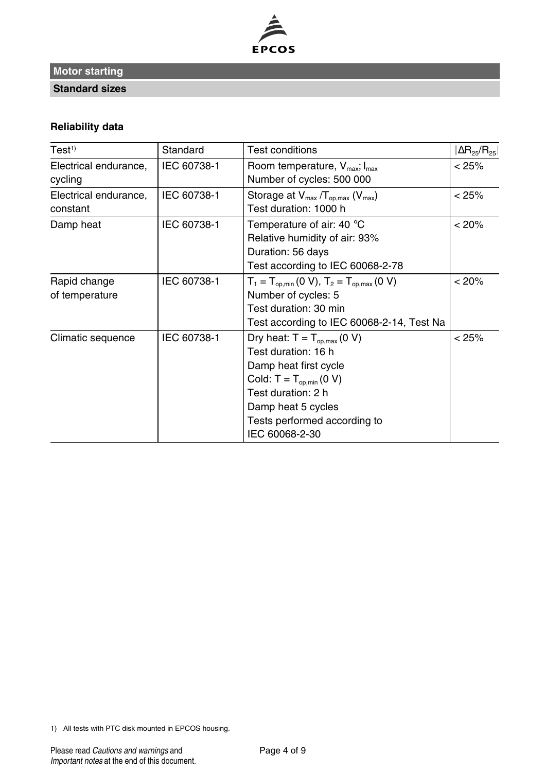## Motor starting

### Standard sizes

**Reliability data**

| Test[1] | Standard | Test conditions | $\lvert\Delta R_{25}/R_{25}\rvert$ |
|---|---|---|---|
| Electrical endurance, cycling | IEC 60738-1 | Room temperature, $V_{max}$; $I_{max}$<br>Number of cycles: 500 000 | < 25% |
| Electrical endurance, constant | IEC 60738-1 | Storage at $V_{max}$ /$T_{op,max}$ ($V_{max}$)<br>Test duration: 1000 h | < 25% |
| Damp heat | IEC 60738-1 | Temperature of air: 40 °C<br>Relative humidity of air: 93%<br>Duration: 56 days<br>Test according to IEC 60068-2-78 | < 20% |
| Rapid change of temperature | IEC 60738-1 | $T_1 = T_{op,min}$ (0 V), $T_2 = T_{op,max}$ (0 V)<br>Number of cycles: 5<br>Test duration: 30 min<br>Test according to IEC 60068-2-14, Test Na | < 20% |
| Climatic sequence | IEC 60738-1 | Dry heat: $T = T_{op,max}$ (0 V)<br>Test duration: 16 h<br>Damp heat first cycle<br>Cold: $T = T_{op,min}$ (0 V)<br>Test duration: 2 h<br>Damp heat 5 cycles<br>Tests performed according to IEC 60068-2-30 | < 25% |

1) All tests with PTC disk mounted in EPCOS housing.

Please read *Cautions and warnings* and *Important notes* at the end of this document.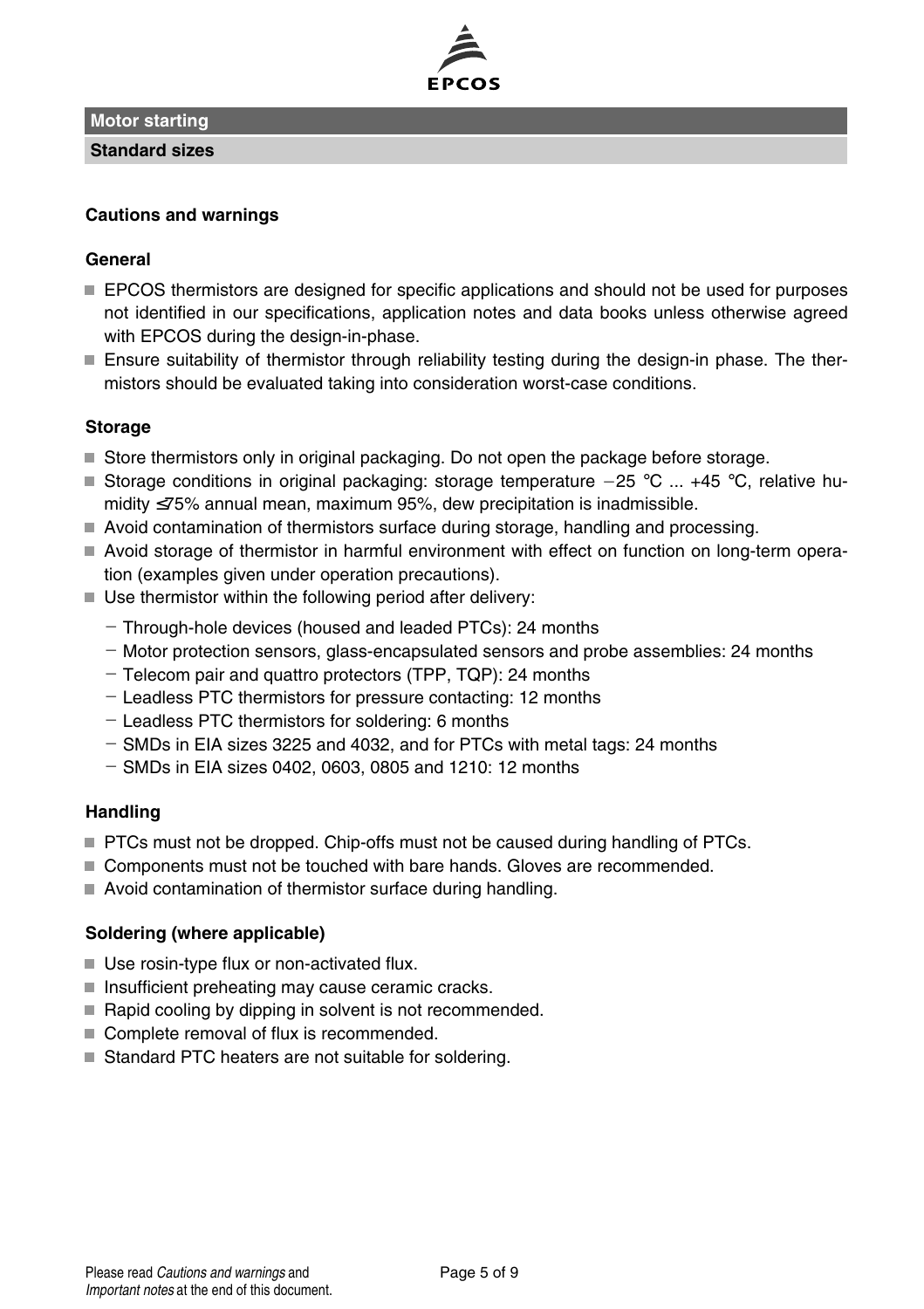**Motor starting**

**Standard sizes**

### Cautions and warnings

#### General

- EPCOS thermistors are designed for specific applications and should not be used for purposes not identified in our specifications, application notes and data books unless otherwise agreed with EPCOS during the design-in-phase.
- Ensure suitability of thermistor through reliability testing during the design-in phase. The thermistors should be evaluated taking into consideration worst-case conditions.

#### Storage

- Store thermistors only in original packaging. Do not open the package before storage.
- Storage conditions in original packaging: storage temperature −25 °C ... +45 °C, relative humidity ≤75% annual mean, maximum 95%, dew precipitation is inadmissible.
- Avoid contamination of thermistors surface during storage, handling and processing.
- Avoid storage of thermistor in harmful environment with effect on function on long-term operation (examples given under operation precautions).
- Use thermistor within the following period after delivery:
  - Through-hole devices (housed and leaded PTCs): 24 months
  - Motor protection sensors, glass-encapsulated sensors and probe assemblies: 24 months
  - Telecom pair and quattro protectors (TPP, TQP): 24 months
  - Leadless PTC thermistors for pressure contacting: 12 months
  - Leadless PTC thermistors for soldering: 6 months
  - SMDs in EIA sizes 3225 and 4032, and for PTCs with metal tags: 24 months
  - SMDs in EIA sizes 0402, 0603, 0805 and 1210: 12 months

#### Handling

- PTCs must not be dropped. Chip-offs must not be caused during handling of PTCs.
- Components must not be touched with bare hands. Gloves are recommended.
- Avoid contamination of thermistor surface during handling.

#### Soldering (where applicable)

- Use rosin-type flux or non-activated flux.
- Insufficient preheating may cause ceramic cracks.
- Rapid cooling by dipping in solvent is not recommended.
- Complete removal of flux is recommended.
- Standard PTC heaters are not suitable for soldering.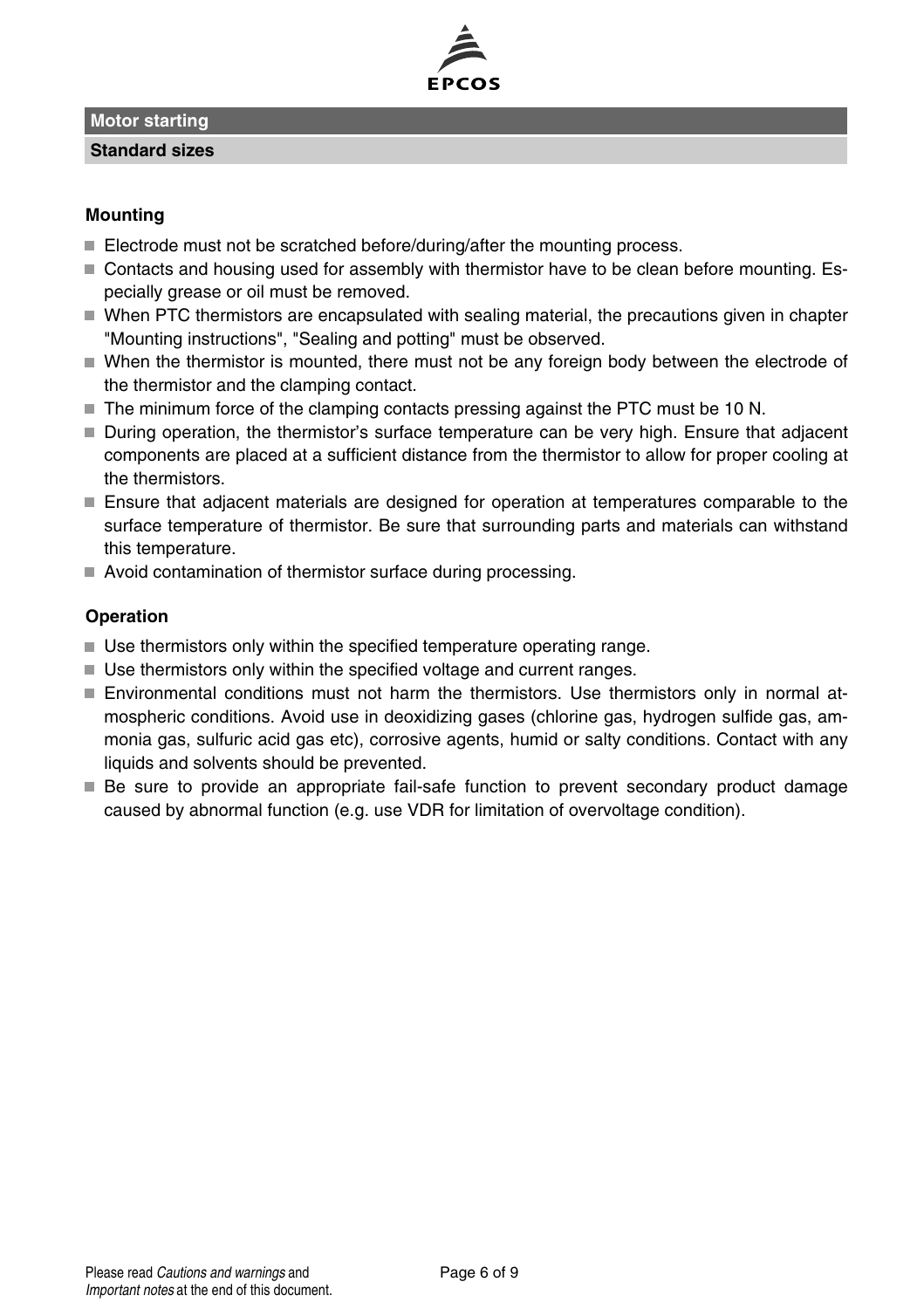## Motor starting

### Standard sizes

**Mounting**

- Electrode must not be scratched before/during/after the mounting process.
- Contacts and housing used for assembly with thermistor have to be clean before mounting. Especially grease or oil must be removed.
- When PTC thermistors are encapsulated with sealing material, the precautions given in chapter "Mounting instructions", "Sealing and potting" must be observed.
- When the thermistor is mounted, there must not be any foreign body between the electrode of the thermistor and the clamping contact.
- The minimum force of the clamping contacts pressing against the PTC must be 10 N.
- During operation, the thermistor's surface temperature can be very high. Ensure that adjacent components are placed at a sufficient distance from the thermistor to allow for proper cooling at the thermistors.
- Ensure that adjacent materials are designed for operation at temperatures comparable to the surface temperature of thermistor. Be sure that surrounding parts and materials can withstand this temperature.
- Avoid contamination of thermistor surface during processing.

**Operation**

- Use thermistors only within the specified temperature operating range.
- Use thermistors only within the specified voltage and current ranges.
- Environmental conditions must not harm the thermistors. Use thermistors only in normal atmospheric conditions. Avoid use in deoxidizing gases (chlorine gas, hydrogen sulfide gas, ammonia gas, sulfuric acid gas etc), corrosive agents, humid or salty conditions. Contact with any liquids and solvents should be prevented.
- Be sure to provide an appropriate fail-safe function to prevent secondary product damage caused by abnormal function (e.g. use VDR for limitation of overvoltage condition).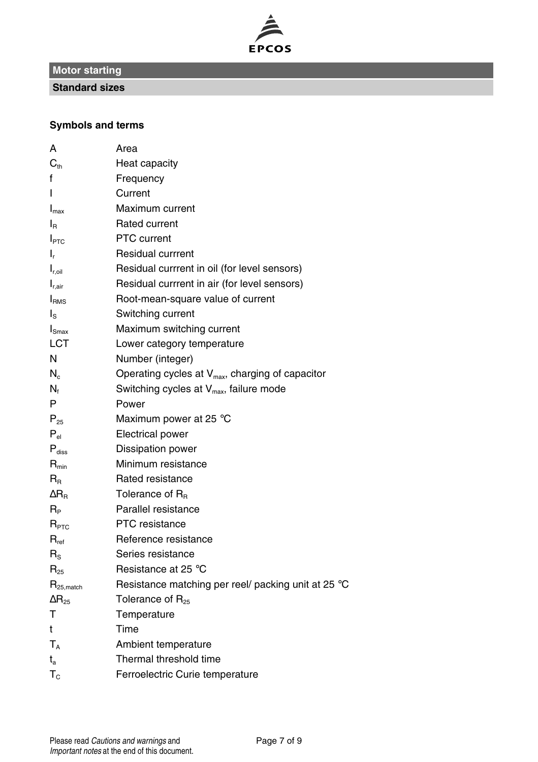## Motor starting

### Standard sizes

**Symbols and terms**

| | |
|---|---|
| $A$ | Area |
| $C_{th}$ | Heat capacity |
| $f$ | Frequency |
| $I$ | Current |
| $I_{max}$ | Maximum current |
| $I_R$ | Rated current |
| $I_{PTC}$ | PTC current |
| $I_r$ | Residual currrent |
| $I_{r,oil}$ | Residual currrent in oil (for level sensors) |
| $I_{r,air}$ | Residual currrent in air (for level sensors) |
| $I_{RMS}$ | Root-mean-square value of current |
| $I_S$ | Switching current |
| $I_{Smax}$ | Maximum switching current |
| LCT | Lower category temperature |
| $N$ | Number (integer) |
| $N_c$ | Operating cycles at $V_{max}$, charging of capacitor |
| $N_f$ | Switching cycles at $V_{max}$, failure mode |
| $P$ | Power |
| $P_{25}$ | Maximum power at 25 °C |
| $P_{el}$ | Electrical power |
| $P_{diss}$ | Dissipation power |
| $R_{min}$ | Minimum resistance |
| $R_R$ | Rated resistance |
| $\Delta R_R$ | Tolerance of $R_R$ |
| $R_P$ | Parallel resistance |
| $R_{PTC}$ | PTC resistance |
| $R_{ref}$ | Reference resistance |
| $R_S$ | Series resistance |
| $R_{25}$ | Resistance at 25 °C |
| $R_{25,match}$ | Resistance matching per reel/ packing unit at 25 °C |
| $\Delta R_{25}$ | Tolerance of $R_{25}$ |
| $T$ | Temperature |
| $t$ | Time |
| $T_A$ | Ambient temperature |
| $t_a$ | Thermal threshold time |
| $T_C$ | Ferroelectric Curie temperature |

Please read *Cautions and warnings* and *Important notes* at the end of this document.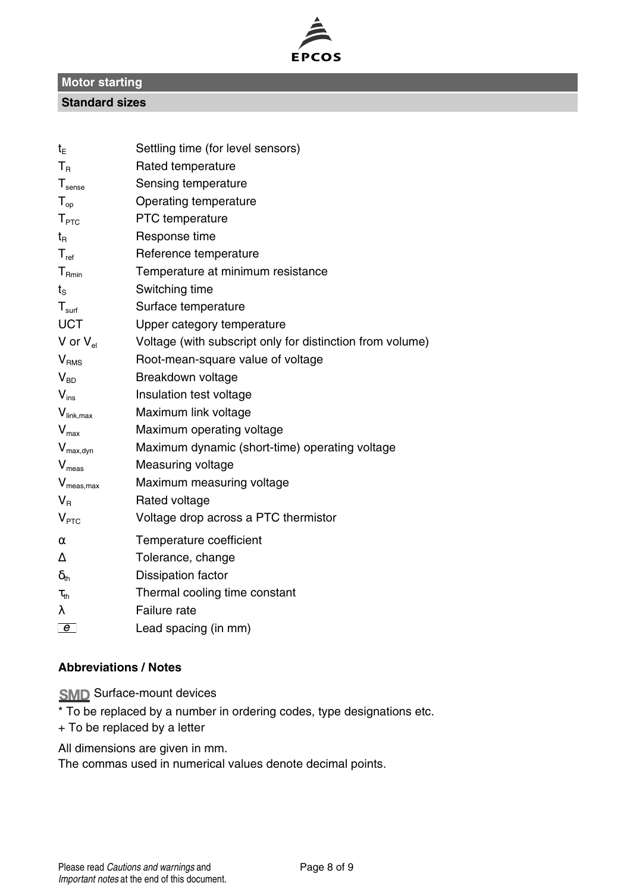## Motor starting

### Standard sizes

| | |
|---|---|
| $t_E$ | Settling time (for level sensors) |
| $T_R$ | Rated temperature |
| $T_{sense}$ | Sensing temperature |
| $T_{op}$ | Operating temperature |
| $T_{PTC}$ | PTC temperature |
| $t_R$ | Response time |
| $T_{ref}$ | Reference temperature |
| $T_{Rmin}$ | Temperature at minimum resistance |
| $t_S$ | Switching time |
| $T_{surf}$ | Surface temperature |
| UCT | Upper category temperature |
| V or $V_{el}$ | Voltage (with subscript only for distinction from volume) |
| $V_{RMS}$ | Root-mean-square value of voltage |
| $V_{BD}$ | Breakdown voltage |
| $V_{ins}$ | Insulation test voltage |
| $V_{link,max}$ | Maximum link voltage |
| $V_{max}$ | Maximum operating voltage |
| $V_{max,dyn}$ | Maximum dynamic (short-time) operating voltage |
| $V_{meas}$ | Measuring voltage |
| $V_{meas,max}$ | Maximum measuring voltage |
| $V_R$ | Rated voltage |
| $V_{PTC}$ | Voltage drop across a PTC thermistor |
| $\alpha$ | Temperature coefficient |
| $\Delta$ | Tolerance, change |
| $\delta_{th}$ | Dissipation factor |
| $\tau_{th}$ | Thermal cooling time constant |
| $\lambda$ | Failure rate |
| e | Lead spacing (in mm) |

**Abbreviations / Notes**

SMD Surface-mount devices

* To be replaced by a number in ordering codes, type designations etc.

+ To be replaced by a letter

All dimensions are given in mm.
The commas used in numerical values denote decimal points.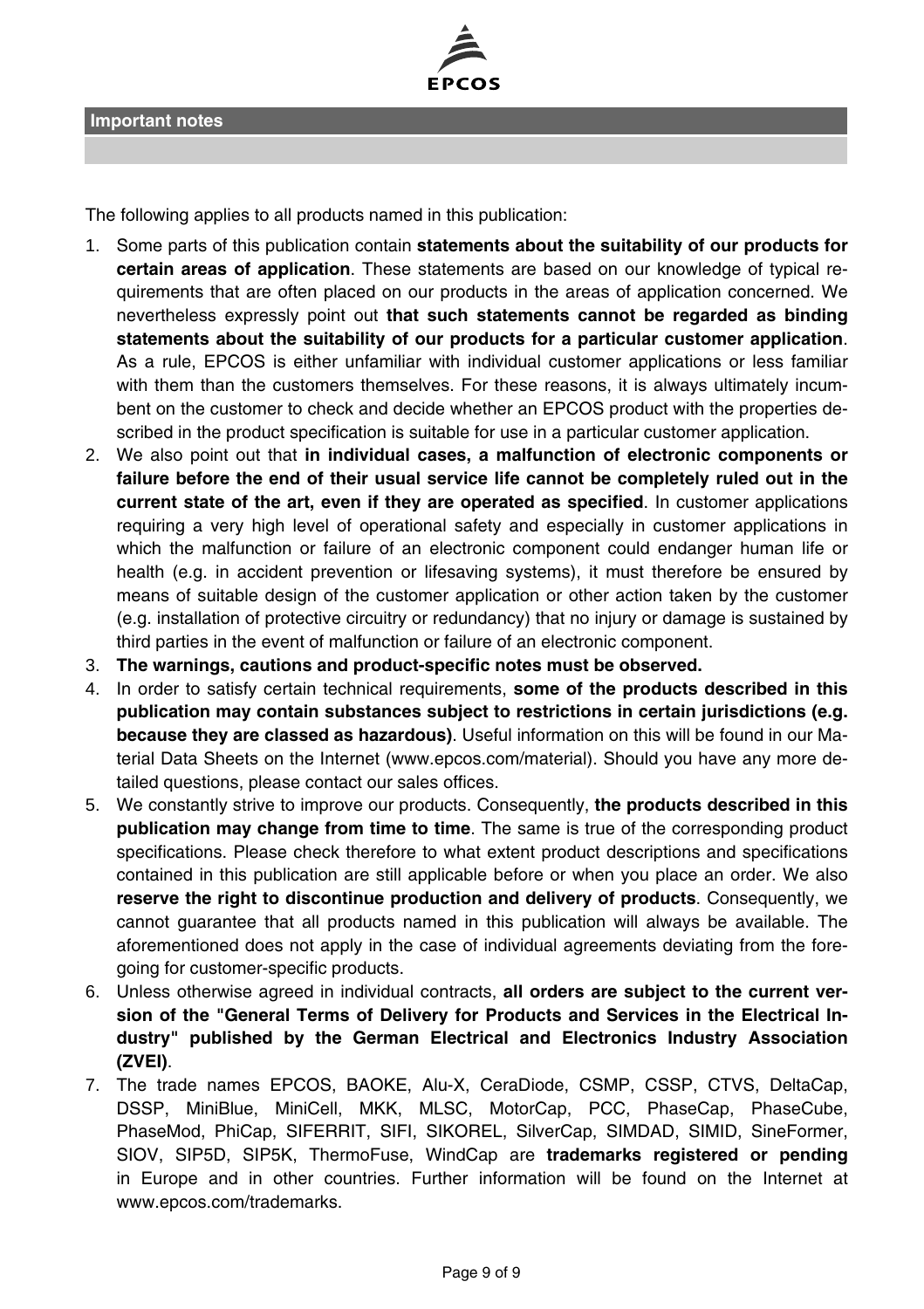## Important notes

The following applies to all products named in this publication:

1. Some parts of this publication contain **statements about the suitability of our products for certain areas of application**. These statements are based on our knowledge of typical requirements that are often placed on our products in the areas of application concerned. We nevertheless expressly point out **that such statements cannot be regarded as binding statements about the suitability of our products for a particular customer application**. As a rule, EPCOS is either unfamiliar with individual customer applications or less familiar with them than the customers themselves. For these reasons, it is always ultimately incumbent on the customer to check and decide whether an EPCOS product with the properties described in the product specification is suitable for use in a particular customer application.
2. We also point out that **in individual cases, a malfunction of electronic components or failure before the end of their usual service life cannot be completely ruled out in the current state of the art, even if they are operated as specified**. In customer applications requiring a very high level of operational safety and especially in customer applications in which the malfunction or failure of an electronic component could endanger human life or health (e.g. in accident prevention or lifesaving systems), it must therefore be ensured by means of suitable design of the customer application or other action taken by the customer (e.g. installation of protective circuitry or redundancy) that no injury or damage is sustained by third parties in the event of malfunction or failure of an electronic component.
3. **The warnings, cautions and product-specific notes must be observed.**
4. In order to satisfy certain technical requirements, **some of the products described in this publication may contain substances subject to restrictions in certain jurisdictions (e.g. because they are classed as hazardous)**. Useful information on this will be found in our Material Data Sheets on the Internet (www.epcos.com/material). Should you have any more detailed questions, please contact our sales offices.
5. We constantly strive to improve our products. Consequently, **the products described in this publication may change from time to time**. The same is true of the corresponding product specifications. Please check therefore to what extent product descriptions and specifications contained in this publication are still applicable before or when you place an order. We also **reserve the right to discontinue production and delivery of products**. Consequently, we cannot guarantee that all products named in this publication will always be available. The aforementioned does not apply in the case of individual agreements deviating from the foregoing for customer-specific products.
6. Unless otherwise agreed in individual contracts, **all orders are subject to the current version of the "General Terms of Delivery for Products and Services in the Electrical Industry" published by the German Electrical and Electronics Industry Association (ZVEI)**.
7. The trade names EPCOS, BAOKE, Alu-X, CeraDiode, CSMP, CSSP, CTVS, DeltaCap, DSSP, MiniBlue, MiniCell, MKK, MLSC, MotorCap, PCC, PhaseCap, PhaseCube, PhaseMod, PhiCap, SIFERRIT, SIFI, SIKOREL, SilverCap, SIMDAD, SIMID, SineFormer, SIOV, SIP5D, SIP5K, ThermoFuse, WindCap are **trademarks registered or pending** in Europe and in other countries. Further information will be found on the Internet at www.epcos.com/trademarks.